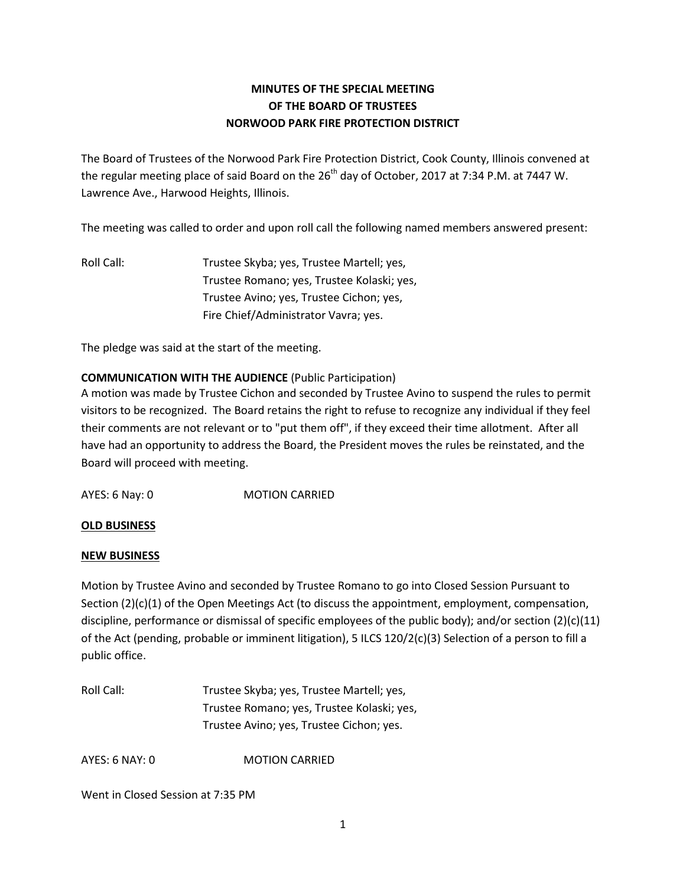# MINUTES OF THE SPECIAL MEETING OF THE BOARD OF TRUSTEES NORWOOD PARK FIRE PROTECTION DISTRICT

The Board of Trustees of the Norwood Park Fire Protection District, Cook County, Illinois convened at the regular meeting place of said Board on the 26th day of October, 2017 at 7:34 P.M. at 7447 W. Lawrence Ave., Harwood Heights, Illinois.

The meeting was called to order and upon roll call the following named members answered present:

Roll Call: Trustee Skyba; yes, Trustee Martell; yes, Trustee Romano; yes, Trustee Kolaski; yes, Trustee Avino; yes, Trustee Cichon; yes, Fire Chief/Administrator Vavra; yes.

The pledge was said at the start of the meeting.

**COMMUNICATION WITH THE AUDIENCE** (Public Participation)

A motion was made by Trustee Cichon and seconded by Trustee Avino to suspend the rules to permit visitors to be recognized. The Board retains the right to refuse to recognize any individual if they feel their comments are not relevant or to "put them off", if they exceed their time allotment. After all have had an opportunity to address the Board, the President moves the rules be reinstated, and the Board will proceed with meeting.

AYES: 6 Nay: 0 MOTION CARRIED

**OLD BUSINESS**

**NEW BUSINESS**

Motion by Trustee Avino and seconded by Trustee Romano to go into Closed Session Pursuant to Section (2)(c)(1) of the Open Meetings Act (to discuss the appointment, employment, compensation, discipline, performance or dismissal of specific employees of the public body); and/or section (2)(c)(11) of the Act (pending, probable or imminent litigation), 5 ILCS 120/2(c)(3) Selection of a person to fill a public office.

Roll Call: Trustee Skyba; yes, Trustee Martell; yes, Trustee Romano; yes, Trustee Kolaski; yes, Trustee Avino; yes, Trustee Cichon; yes.

AYES: 6 NAY: 0 MOTION CARRIED

Went in Closed Session at 7:35 PM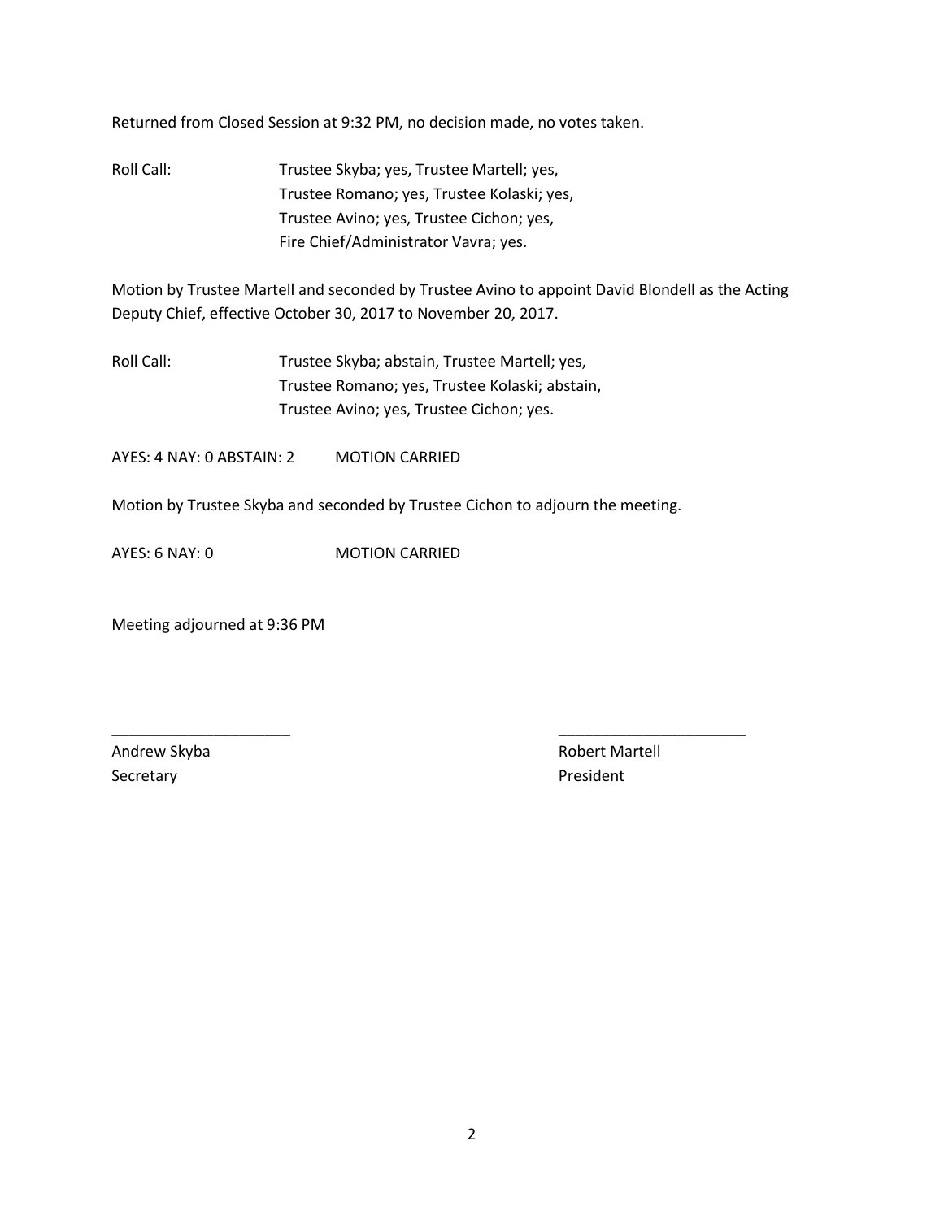Returned from Closed Session at 9:32 PM, no decision made, no votes taken.

Roll Call: Trustee Skyba; yes, Trustee Martell; yes,
Trustee Romano; yes, Trustee Kolaski; yes,
Trustee Avino; yes, Trustee Cichon; yes,
Fire Chief/Administrator Vavra; yes.

Motion by Trustee Martell and seconded by Trustee Avino to appoint David Blondell as the Acting Deputy Chief, effective October 30, 2017 to November 20, 2017.

Roll Call: Trustee Skyba; abstain, Trustee Martell; yes,
Trustee Romano; yes, Trustee Kolaski; abstain,
Trustee Avino; yes, Trustee Cichon; yes.

AYES: 4 NAY: 0 ABSTAIN: 2 MOTION CARRIED

Motion by Trustee Skyba and seconded by Trustee Cichon to adjourn the meeting.

AYES: 6 NAY: 0 MOTION CARRIED

Meeting adjourned at 9:36 PM

\_\_\_\_\_\_\_\_\_\_\_\_\_\_\_\_\_\_\_\_\_

Andrew Skyba
Secretary

\_\_\_\_\_\_\_\_\_\_\_\_\_\_\_\_\_\_\_\_\_\_

Robert Martell
President